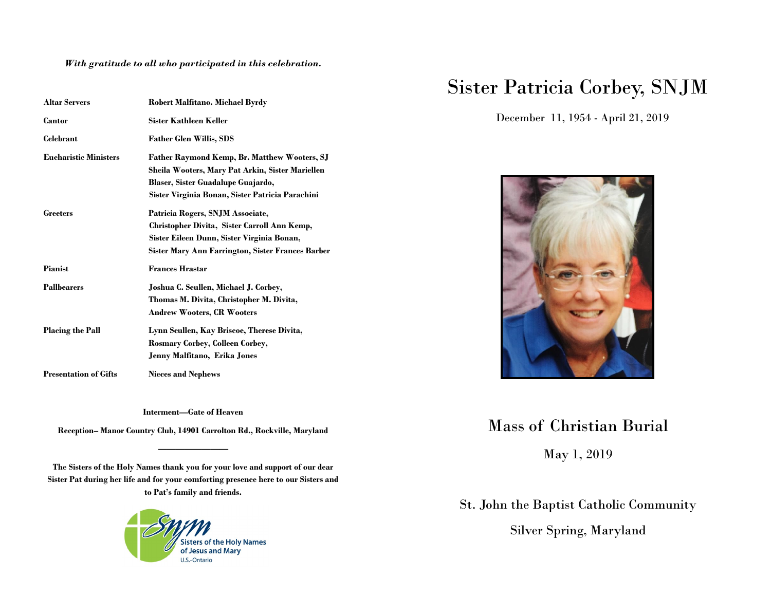*With gratitude to all who participated in this celebration.*

| | |
|---|---|
| **Altar Servers** | **Robert Malfitano. Michael Byrdy** |
| **Cantor** | **Sister Kathleen Keller** |
| **Celebrant** | **Father Glen Willis, SDS** |
| **Eucharistic Ministers** | **Father Raymond Kemp, Br. Matthew Wooters, SJ Sheila Wooters, Mary Pat Arkin, Sister Mariellen Blaser, Sister Guadalupe Guajardo, Sister Virginia Bonan, Sister Patricia Parachini** |
| **Greeters** | **Patricia Rogers, SNJM Associate, Christopher Divita, Sister Carroll Ann Kemp, Sister Eileen Dunn, Sister Virginia Bonan, Sister Mary Ann Farrington, Sister Frances Barber** |
| **Pianist** | **Frances Hrastar** |
| **Pallbearers** | **Joshua C. Scullen, Michael J. Corbey, Thomas M. Divita, Christopher M. Divita, Andrew Wooters, CR Wooters** |
| **Placing the Pall** | **Lynn Scullen, Kay Briscoe, Therese Divita, Rosmary Corbey, Colleen Corbey, Jenny Malfitano, Erika Jones** |
| **Presentation of Gifts** | **Nieces and Nephews** |

**Interment—Gate of Heaven**

**Reception– Manor Country Club, 14901 Carrolton Rd., Rockville, Maryland**

---

**The Sisters of the Holy Names thank you for your love and support of our dear Sister Pat during her life and for your comforting presence here to our Sisters and to Pat's family and friends.**

SNJM Sisters of the Holy Names of Jesus and Mary U.S.-Ontario

# Sister Patricia Corbey, SNJM

December 11, 1954 - April 21, 2019

## Mass of Christian Burial

May 1, 2019

St. John the Baptist Catholic Community

Silver Spring, Maryland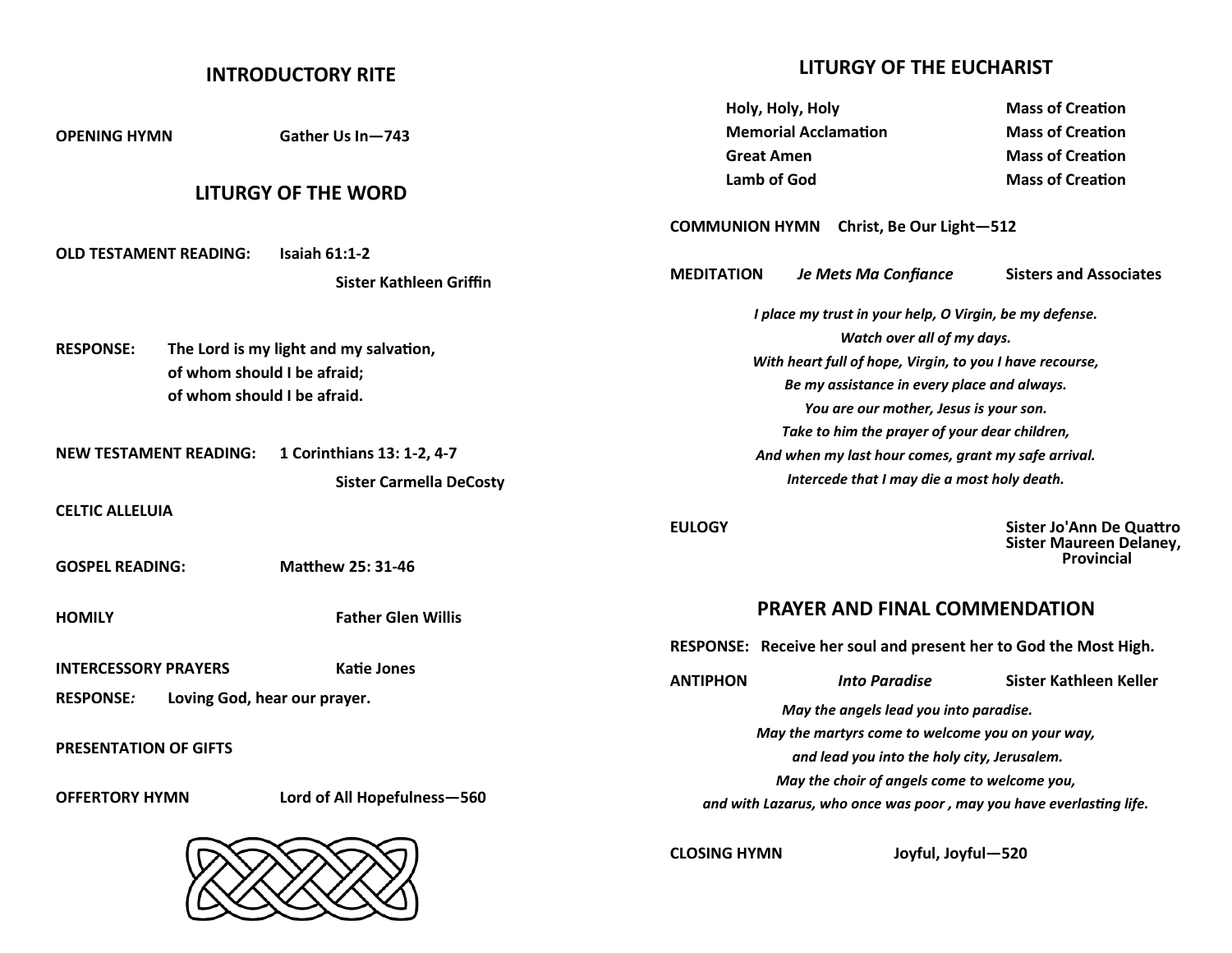## INTRODUCTORY RITE

**OPENING HYMN** **Gather Us In—743**

## LITURGY OF THE WORD

**OLD TESTAMENT READING:** **Isaiah 61:1-2**
**Sister Kathleen Griffin**

**RESPONSE:** **The Lord is my light and my salvation,**
**of whom should I be afraid;**
**of whom should I be afraid.**

**NEW TESTAMENT READING:** **1 Corinthians 13: 1-2, 4-7**
**Sister Carmella DeCosty**

**CELTIC ALLELUIA**

**GOSPEL READING:** **Matthew 25: 31-46**

**HOMILY** **Father Glen Willis**

**INTERCESSORY PRAYERS** **Katie Jones**

**RESPONSE:** **Loving God, hear our prayer.**

**PRESENTATION OF GIFTS**

**OFFERTORY HYMN** **Lord of All Hopefulness—560**

## LITURGY OF THE EUCHARIST

| | |
|---|---|
| **Holy, Holy, Holy** | **Mass of Creation** |
| **Memorial Acclamation** | **Mass of Creation** |
| **Great Amen** | **Mass of Creation** |
| **Lamb of God** | **Mass of Creation** |

**COMMUNION HYMN** **Christ, Be Our Light—512**

**MEDITATION** ***Je Mets Ma Confiance*** **Sisters and Associates**

***I place my trust in your help, O Virgin, be my defense.***
***Watch over all of my days.***
***With heart full of hope, Virgin, to you I have recourse,***
***Be my assistance in every place and always.***
***You are our mother, Jesus is your son.***
***Take to him the prayer of your dear children,***
***And when my last hour comes, grant my safe arrival.***
***Intercede that I may die a most holy death.***

**EULOGY** **Sister Jo'Ann De Quattro**
**Sister Maureen Delaney, Provincial**

## PRAYER AND FINAL COMMENDATION

**RESPONSE:** **Receive her soul and present her to God the Most High.**

**ANTIPHON** ***Into Paradise*** **Sister Kathleen Keller**

***May the angels lead you into paradise.***
***May the martyrs come to welcome you on your way,***
***and lead you into the holy city, Jerusalem.***
***May the choir of angels come to welcome you,***
***and with Lazarus, who once was poor , may you have everlasting life.***

**CLOSING HYMN** **Joyful, Joyful—520**